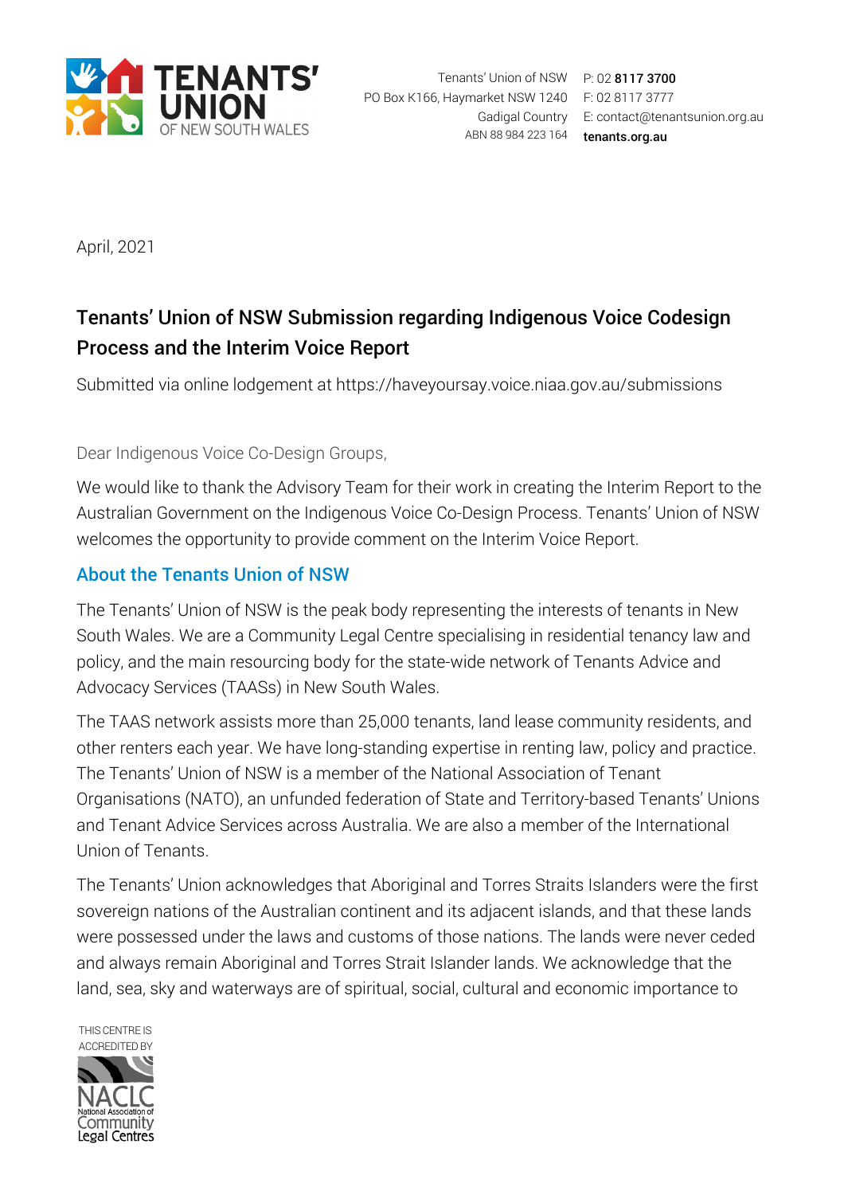Tenants' Union of NSW
PO Box K166, Haymarket NSW 1240
Gadigal Country
ABN 88 984 223 164

P: 02 **8117 3700**
F: 02 8117 3777
E: contact@tenantsunion.org.au
**tenants.org.au**

April, 2021

## Tenants' Union of NSW Submission regarding Indigenous Voice Codesign Process and the Interim Voice Report

Submitted via online lodgement at https://haveyoursay.voice.niaa.gov.au/submissions

Dear Indigenous Voice Co-Design Groups,

We would like to thank the Advisory Team for their work in creating the Interim Report to the Australian Government on the Indigenous Voice Co-Design Process. Tenants' Union of NSW welcomes the opportunity to provide comment on the Interim Voice Report.

### About the Tenants Union of NSW

The Tenants' Union of NSW is the peak body representing the interests of tenants in New South Wales. We are a Community Legal Centre specialising in residential tenancy law and policy, and the main resourcing body for the state-wide network of Tenants Advice and Advocacy Services (TAASs) in New South Wales.

The TAAS network assists more than 25,000 tenants, land lease community residents, and other renters each year. We have long-standing expertise in renting law, policy and practice. The Tenants' Union of NSW is a member of the National Association of Tenant Organisations (NATO), an unfunded federation of State and Territory-based Tenants' Unions and Tenant Advice Services across Australia. We are also a member of the International Union of Tenants.

The Tenants' Union acknowledges that Aboriginal and Torres Straits Islanders were the first sovereign nations of the Australian continent and its adjacent islands, and that these lands were possessed under the laws and customs of those nations. The lands were never ceded and always remain Aboriginal and Torres Strait Islander lands. We acknowledge that the land, sea, sky and waterways are of spiritual, social, cultural and economic importance to

THIS CENTRE IS ACCREDITED BY NACLC National Association of Community Legal Centres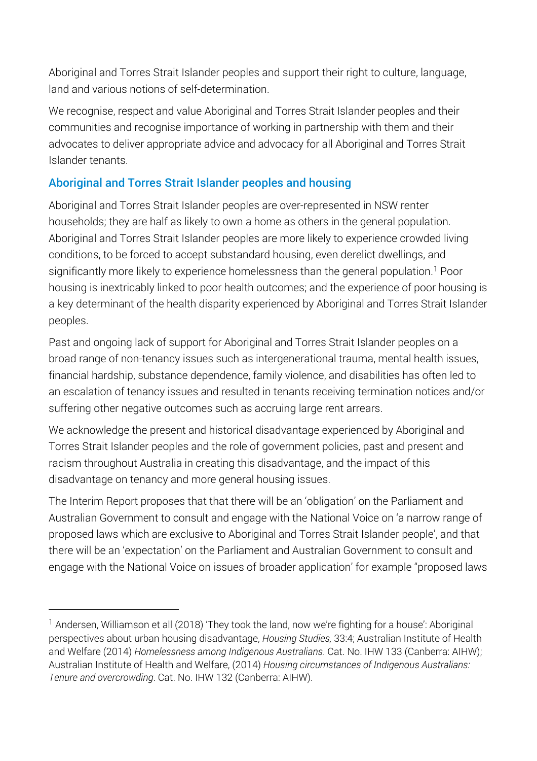Aboriginal and Torres Strait Islander peoples and support their right to culture, language, land and various notions of self-determination.

We recognise, respect and value Aboriginal and Torres Strait Islander peoples and their communities and recognise importance of working in partnership with them and their advocates to deliver appropriate advice and advocacy for all Aboriginal and Torres Strait Islander tenants.

## Aboriginal and Torres Strait Islander peoples and housing

Aboriginal and Torres Strait Islander peoples are over-represented in NSW renter households; they are half as likely to own a home as others in the general population. Aboriginal and Torres Strait Islander peoples are more likely to experience crowded living conditions, to be forced to accept substandard housing, even derelict dwellings, and significantly more likely to experience homelessness than the general population.[1] Poor housing is inextricably linked to poor health outcomes; and the experience of poor housing is a key determinant of the health disparity experienced by Aboriginal and Torres Strait Islander peoples.

Past and ongoing lack of support for Aboriginal and Torres Strait Islander peoples on a broad range of non-tenancy issues such as intergenerational trauma, mental health issues, financial hardship, substance dependence, family violence, and disabilities has often led to an escalation of tenancy issues and resulted in tenants receiving termination notices and/or suffering other negative outcomes such as accruing large rent arrears.

We acknowledge the present and historical disadvantage experienced by Aboriginal and Torres Strait Islander peoples and the role of government policies, past and present and racism throughout Australia in creating this disadvantage, and the impact of this disadvantage on tenancy and more general housing issues.

The Interim Report proposes that that there will be an 'obligation' on the Parliament and Australian Government to consult and engage with the National Voice on 'a narrow range of proposed laws which are exclusive to Aboriginal and Torres Strait Islander people', and that there will be an 'expectation' on the Parliament and Australian Government to consult and engage with the National Voice on issues of broader application' for example "proposed laws

---

[1] Andersen, Williamson et all (2018) 'They took the land, now we're fighting for a house': Aboriginal perspectives about urban housing disadvantage, *Housing Studies,* 33:4; Australian Institute of Health and Welfare (2014) *Homelessness among Indigenous Australians*. Cat. No. IHW 133 (Canberra: AIHW); Australian Institute of Health and Welfare, (2014) *Housing circumstances of Indigenous Australians: Tenure and overcrowding*. Cat. No. IHW 132 (Canberra: AIHW).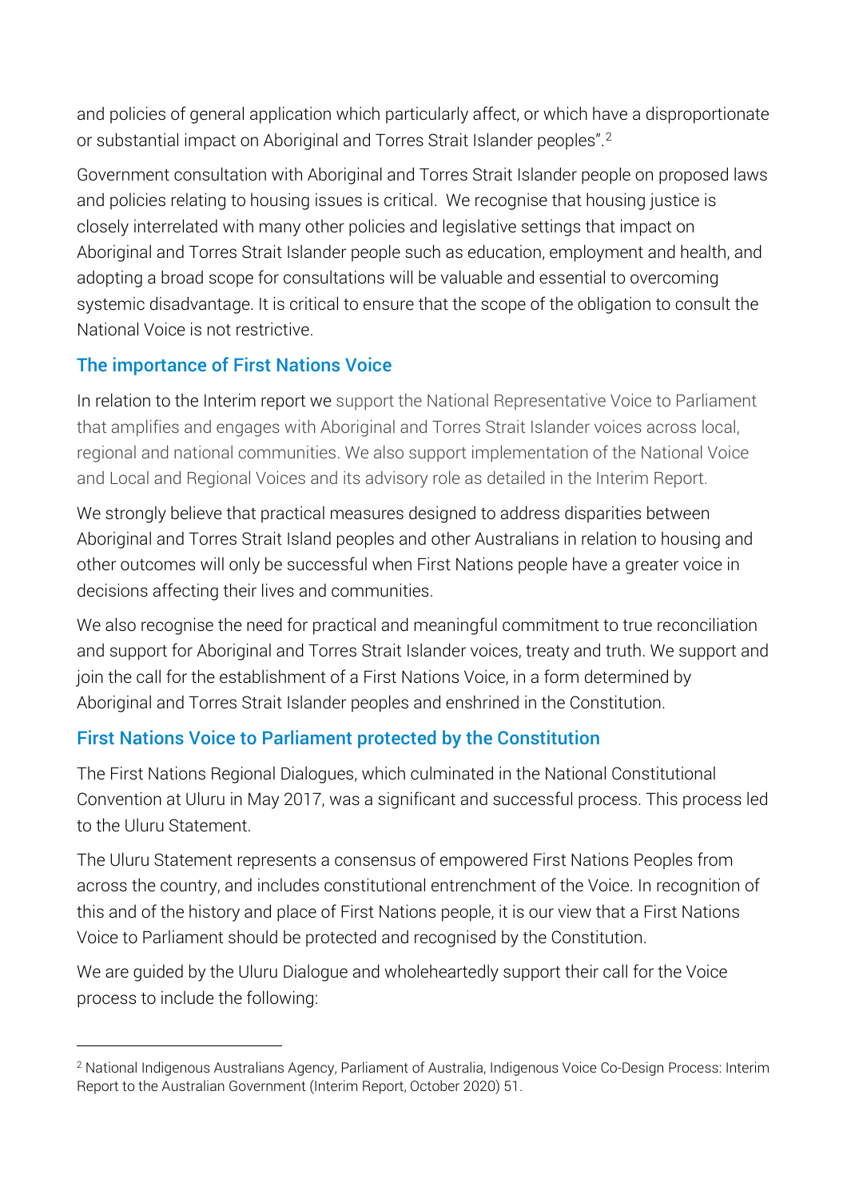and policies of general application which particularly affect, or which have a disproportionate or substantial impact on Aboriginal and Torres Strait Islander peoples".[2]

Government consultation with Aboriginal and Torres Strait Islander people on proposed laws and policies relating to housing issues is critical. We recognise that housing justice is closely interrelated with many other policies and legislative settings that impact on Aboriginal and Torres Strait Islander people such as education, employment and health, and adopting a broad scope for consultations will be valuable and essential to overcoming systemic disadvantage. It is critical to ensure that the scope of the obligation to consult the National Voice is not restrictive.

## The importance of First Nations Voice

In relation to the Interim report we support the National Representative Voice to Parliament that amplifies and engages with Aboriginal and Torres Strait Islander voices across local, regional and national communities. We also support implementation of the National Voice and Local and Regional Voices and its advisory role as detailed in the Interim Report.

We strongly believe that practical measures designed to address disparities between Aboriginal and Torres Strait Island peoples and other Australians in relation to housing and other outcomes will only be successful when First Nations people have a greater voice in decisions affecting their lives and communities.

We also recognise the need for practical and meaningful commitment to true reconciliation and support for Aboriginal and Torres Strait Islander voices, treaty and truth. We support and join the call for the establishment of a First Nations Voice, in a form determined by Aboriginal and Torres Strait Islander peoples and enshrined in the Constitution.

## First Nations Voice to Parliament protected by the Constitution

The First Nations Regional Dialogues, which culminated in the National Constitutional Convention at Uluru in May 2017, was a significant and successful process. This process led to the Uluru Statement.

The Uluru Statement represents a consensus of empowered First Nations Peoples from across the country, and includes constitutional entrenchment of the Voice. In recognition of this and of the history and place of First Nations people, it is our view that a First Nations Voice to Parliament should be protected and recognised by the Constitution.

We are guided by the Uluru Dialogue and wholeheartedly support their call for the Voice process to include the following:

---

[2] National Indigenous Australians Agency, Parliament of Australia, Indigenous Voice Co-Design Process: Interim Report to the Australian Government (Interim Report, October 2020) 51.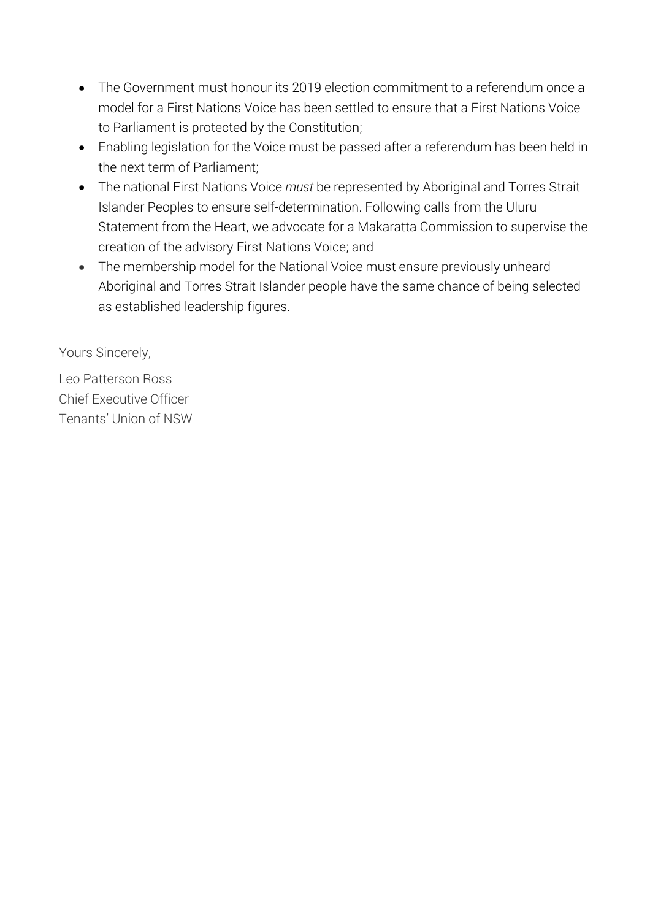- The Government must honour its 2019 election commitment to a referendum once a model for a First Nations Voice has been settled to ensure that a First Nations Voice to Parliament is protected by the Constitution;
- Enabling legislation for the Voice must be passed after a referendum has been held in the next term of Parliament;
- The national First Nations Voice *must* be represented by Aboriginal and Torres Strait Islander Peoples to ensure self-determination. Following calls from the Uluru Statement from the Heart, we advocate for a Makaratta Commission to supervise the creation of the advisory First Nations Voice; and
- The membership model for the National Voice must ensure previously unheard Aboriginal and Torres Strait Islander people have the same chance of being selected as established leadership figures.

Yours Sincerely,

Leo Patterson Ross
Chief Executive Officer
Tenants' Union of NSW